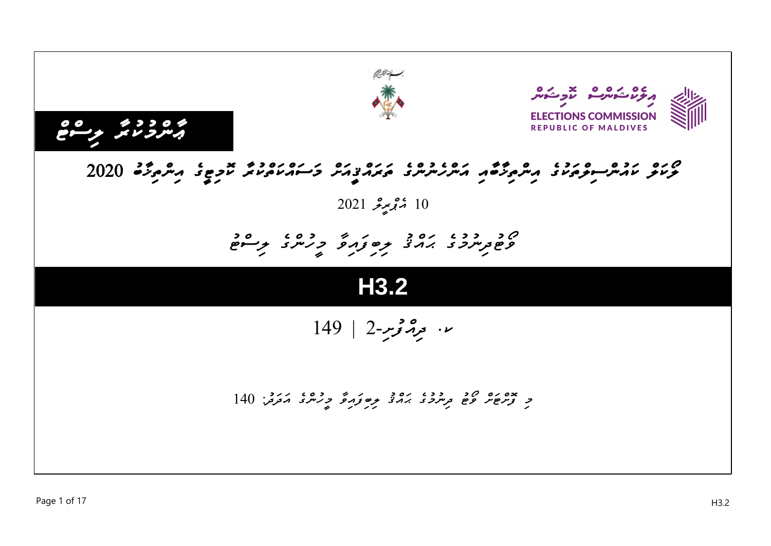ELECTIONS COMMISSION
REPUBLIC OF MALDIVES

އިލެކްޝަންސް ކޮމިޝަން

އޭންމުކުރާ ލިސްޓު

# ލޯކަލް ކައުންސިލްތަކުގެ އިންތިޚާބާއި އަންހެނުންގެ ތަރައްޤީއަށް މަސައްކަތްކުރާ ކޮމިޓީގެ އިންތިޚާބު 2020

10 އޭޕްރިލް 2021

ވޯޓުދިނުމުގެ ޙައްޤު ލިބިފައިވާ މީހުންގެ ލިސްޓު

# H3.2

ކ. ދިއްފުށި-2 | 149

މި ފޮށްޓަށް ވޯޓު ދިނުމުގެ ޙައްޤު ލިބިފައިވާ މީހުންގެ އަދަދު: 140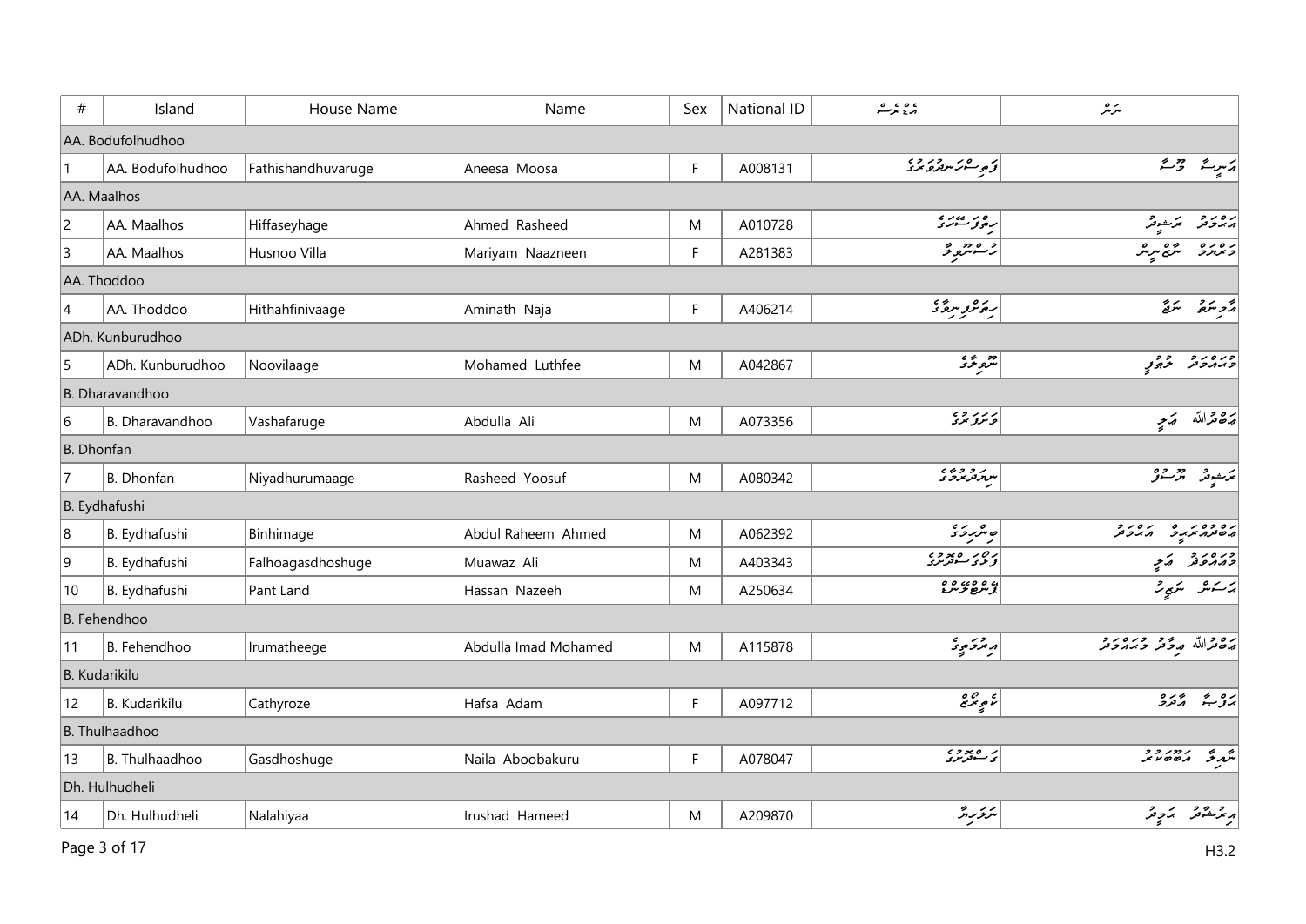| # | Island | House Name | Name | Sex | National ID | ދާއިރާ | ނަން |
|---|---|---|---|---|---|---|---|
| AA. Bodufolhudhoo | | | | | | | |
| 1 | AA. Bodufolhudhoo | Fathishandhuvaruge | Aneesa Moosa | F | A008131 | ފަތިސްހަނދުވަރުގެ | އަނީސާ މޫސާ |
| AA. Maalhos | | | | | | | |
| 2 | AA. Maalhos | Hiffaseyhage | Ahmed Rasheed | M | A010728 | ހިއްފަސޭހަގެ | އަޙްމަދު ރަޝީދު |
| 3 | AA. Maalhos | Husnoo Villa | Mariyam Naazneen | F | A281383 | ހުސްނޫވިލާ | މަރިޔަމް ނާޒްނީން |
| AA. Thoddoo | | | | | | | |
| 4 | AA. Thoddoo | Hithahfinivaage | Aminath Naja | F | A406214 | ހިތަހްފިނިވާގެ | އާމިނަތު ނަޖާ |
| ADh. Kunburudhoo | | | | | | | |
| 5 | ADh. Kunburudhoo | Noovilaage | Mohamed Luthfee | M | A042867 | ނޫވިލާގެ | މުޙައްމަދު ލުތުފީ |
| B. Dharavandhoo | | | | | | | |
| 6 | B. Dharavandhoo | Vashafaruge | Abdulla Ali | M | A073356 | ވަށަފަރުގެ | އަބްދުﷲ ޢަލީ |
| B. Dhonfan | | | | | | | |
| 7 | B. Dhonfan | Niyadhurumaage | Rasheed Yoosuf | M | A080342 | ނިޔަދުރުމާގެ | ރަޝީދު ޔޫސުފް |
| B. Eydhafushi | | | | | | | |
| 8 | B. Eydhafushi | Binhimage | Abdul Raheem Ahmed | M | A062392 | ބިންހިމަގެ | އަބްދުއްރަޙީމް އަޙްމަދު |
| 9 | B. Eydhafushi | Falhoagasdhoshuge | Muawaz Ali | M | A403343 | ފަޅޯގަސްދޮށުގެ | މުޢައްވަޒު ޢަލީ |
| 10 | B. Eydhafushi | Pant Land | Hassan Nazeeh | M | A250634 | ޕެންޓްލޭންޑް | ހަސަން ނަޒީހު |
| B. Fehendhoo | | | | | | | |
| 11 | B. Fehendhoo | Irumatheege | Abdulla Imad Mohamed | M | A115878 | އިރުމަތީގެ | އަބްދުﷲ އިމާދު މުޙައްމަދު |
| B. Kudarikilu | | | | | | | |
| 12 | B. Kudarikilu | Cathyroze | Hafsa Adam | F | A097712 | ކެތީރޯޒް | ހަފްސާ އާދަމް |
| B. Thulhaadhoo | | | | | | | |
| 13 | B. Thulhaadhoo | Gasdhoshuge | Naila Aboobakuru | F | A078047 | ގަސްދޮށުގެ | ނާއިލާ އަބޫބަކުރު |
| Dh. Hulhudheli | | | | | | | |
| 14 | Dh. Hulhudheli | Nalahiyaa | Irushad Hameed | M | A209870 | ނަލަހިޔާ | އިރުޝާދު ހަމީދު |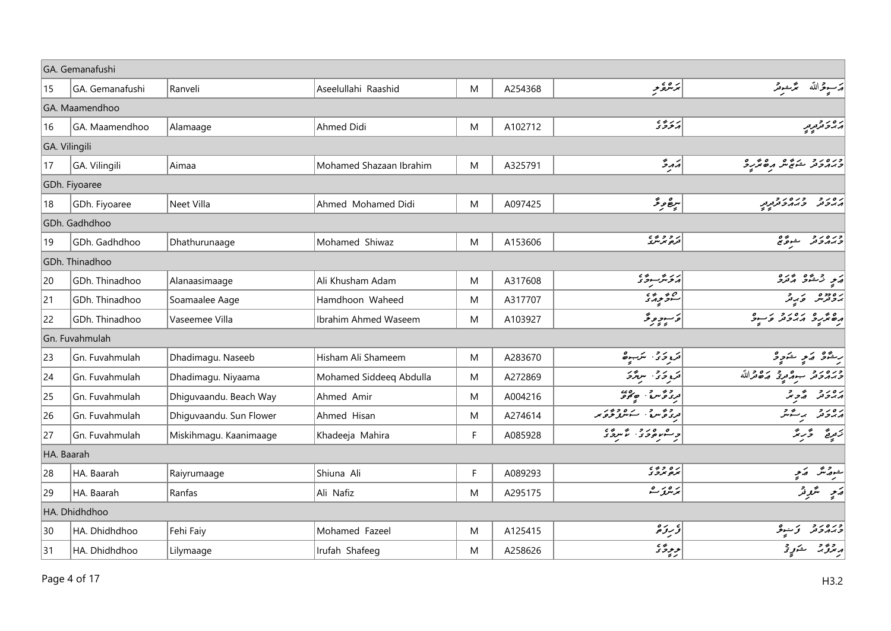| | | | | | | | |
|---|---|---|---|---|---|---|---|
| GA. Gemanafushi | | | | | | | |
| 15 | GA. Gemanafushi | Ranveli | Aseelullahi Raashid | M | A254368 | ރަންވެލި | އަސީލުﷲ ރާޝިދު |
| GA. Maamendhoo | | | | | | | |
| 16 | GA. Maamendhoo | Alamaage | Ahmed Didi | M | A102712 | އަލަމާގެ | އަޙްމަދުދީދީ |
| GA. Vilingili | | | | | | | |
| 17 | GA. Vilingili | Aimaa | Mohamed Shazaan Ibrahim | M | A325791 | އައިމާ | މުޙައްމަދު ޝަޒާން އިބްރާހީމް |
| GDh. Fiyoaree | | | | | | | |
| 18 | GDh. Fiyoaree | Neet Villa | Ahmed Mohamed Didi | M | A097425 | ނީޓްވިލާ | އަޙްމަދު މުޙައްމަދުދީދީ |
| GDh. Gadhdhoo | | | | | | | |
| 19 | GDh. Gadhdhoo | Dhathurunaage | Mohamed Shiwaz | M | A153606 | ދަތުރުނާގެ | މުޙައްމަދު ޝިވާޒް |
| GDh. Thinadhoo | | | | | | | |
| 20 | GDh. Thinadhoo | Alanaasimaage | Ali Khusham Adam | M | A317608 | އަލަނާސިމާގެ | އަލި ޚުޝާމް އާދަމް |
| 21 | GDh. Thinadhoo | Soamaalee Aage | Hamdhoon Waheed | M | A317707 | ސޯމާލީއާގެ | ހަމްދޫން ވަޙީދު |
| 22 | GDh. Thinadhoo | Vaseemee Villa | Ibrahim Ahmed Waseem | M | A103927 | ވަސީމީވިލާ | އިބްރާހީމް އަޙްމަދު ވަސީމް |
| Gn. Fuvahmulah | | | | | | | |
| 23 | Gn. Fuvahmulah | Dhadimagu. Naseeb | Hisham Ali Shameem | M | A283670 | ދަދިމަގު. ނަސީބު | ހިޝާމް އަލި ޝަމީމް |
| 24 | Gn. Fuvahmulah | Dhadimagu. Niyaama | Mohamed Siddeeq Abdulla | M | A272869 | ދަދިމަގު. ނިޔާމަ | މުޙައްމަދު ސިއްދީޤު އަބްދުﷲ |
| 25 | Gn. Fuvahmulah | Dhiguvaandu. Beach Way | Ahmed Amir | M | A004216 | ދިގުވާނދު. ބީޗްވޭ | އަޙްމަދު އާމިރު |
| 26 | Gn. Fuvahmulah | Dhiguvaandu. Sun Flower | Ahmed Hisan | M | A274614 | ދިގުވާނދު. ސަންފްލަވަރ | އަޙްމަދު ހިސާން |
| 27 | Gn. Fuvahmulah | Miskihmagu. Kaanimaage | Khadeeja Mahira | F | A085928 | މިސްކިތްމަގު. ކާނިމާގެ | ޚަދީޖާ މާހިރާ |
| HA. Baarah | | | | | | | |
| 28 | HA. Baarah | Raiyrumaage | Shiuna Ali | F | A089293 | ރައްޔިރުމާގެ | ޝިއުނާ އަލި |
| 29 | HA. Baarah | Ranfas | Ali Nafiz | M | A295175 | ރަންފަސް | އަލި ނާފިޒު |
| HA. Dhidhdhoo | | | | | | | |
| 30 | HA. Dhidhdhoo | Fehi Faiy | Mohamed Fazeel | M | A125415 | ފެހިފަތް | މުޙައްމަދު ފަޟީލް |
| 31 | HA. Dhidhdhoo | Lilymaage | Irufah Shafeeg | M | A258626 | ލިލީމާގެ | އިރުފާހު ޝަފީގު |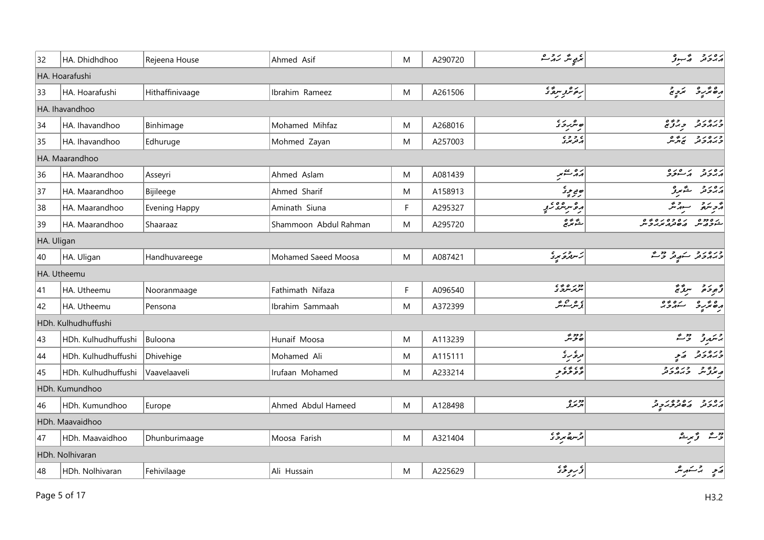| 32 | HA. Dhidhdhoo | Rejeena House | Ahmed Asif | M | A290720 | ރެޖީނާ ހައުސް | އަހުމަދު އާސިފް |
|---|---|---|---|---|---|---|---|
| HA. Hoarafushi | | | | | | | |
| 33 | HA. Hoarafushi | Hithaffinivaage | Ibrahim Rameez | M | A261506 | ހިތަފިނިވާގެ | އިބްރާހީމް ރަމީޒް |
| HA. Ihavandhoo | | | | | | | |
| 34 | HA. Ihavandhoo | Binhimage | Mohamed Mihfaz | M | A268016 | ބިންހިމަގެ | މުޙައްމަދު މިހްފާޒް |
| 35 | HA. Ihavandhoo | Edhuruge | Mohmed Zayan | M | A257003 | އެދުރުގެ | މުޙައްމަދު ޒަޔާން |
| HA. Maarandhoo | | | | | | | |
| 36 | HA. Maarandhoo | Asseyri | Ahmed Aslam | M | A081439 | އައްސޭރި | އަހުމަދު އަސްލަމް |
| 37 | HA. Maarandhoo | Bijileege | Ahmed Sharif | M | A158913 | ބިޖިލީގެ | އަހުމަދު ޝާރިފު |
| 38 | HA. Maarandhoo | Evening Happy | Aminath Siuna | F | A295327 | އިވްނިންގ ހެޕީ | އާމިނަތު ސިއުނާ |
| 39 | HA. Maarandhoo | Shaaraaz | Shammoon Abdul Rahman | M | A295720 | ޝާރާޒް | ޝައްމޫން އަބްދުއްރަޙްމާން |
| HA. Uligan | | | | | | | |
| 40 | HA. Uligan | Handhuvareege | Mohamed Saeed Moosa | M | A087421 | ހަނދުވަރީގެ | މުޙައްމަދު ސައީދު މޫސާ |
| HA. Utheemu | | | | | | | |
| 41 | HA. Utheemu | Nooranmaage | Fathimath Nifaza | F | A096540 | ނޫރަންމާގެ | ފާތިމަތު ނިފާޒާ |
| 42 | HA. Utheemu | Pensona | Ibrahim Sammaah | M | A372399 | ޕެންސޯނާ | އިބްރާހީމް ސައްމާޙް |
| HDh. Kulhudhuffushi | | | | | | | |
| 43 | HDh. Kulhudhuffushi | Buloona | Hunaif Moosa | M | A113239 | ބުލޫނާ | ހުނައިފު މޫސާ |
| 44 | HDh. Kulhudhuffushi | Dhivehige | Mohamed Ali | M | A115111 | ދިވެހިގެ | މުޙައްމަދު ޢަލީ |
| 45 | HDh. Kulhudhuffushi | Vaavelaaveli | Irufaan Mohamed | M | A233214 | ވާވެލާވެލި | އިރުފާން މުޙައްމަދު |
| HDh. Kumundhoo | | | | | | | |
| 46 | HDh. Kumundhoo | Europe | Ahmed Abdul Hameed | M | A128498 | ޔޫރަޕް | އަހުމަދު އަބްދުލްޙަމީދު |
| HDh. Maavaidhoo | | | | | | | |
| 47 | HDh. Maavaidhoo | Dhunburimaage | Moosa Farish | M | A321404 | ދުންބުރިމާގެ | މޫސާ ފާރިޝް |
| HDh. Nolhivaran | | | | | | | |
| 48 | HDh. Nolhivaran | Fehivilaage | Ali Hussain | M | A225629 | ފެހިވިލާގެ | ޢަލީ ޙުސައިން |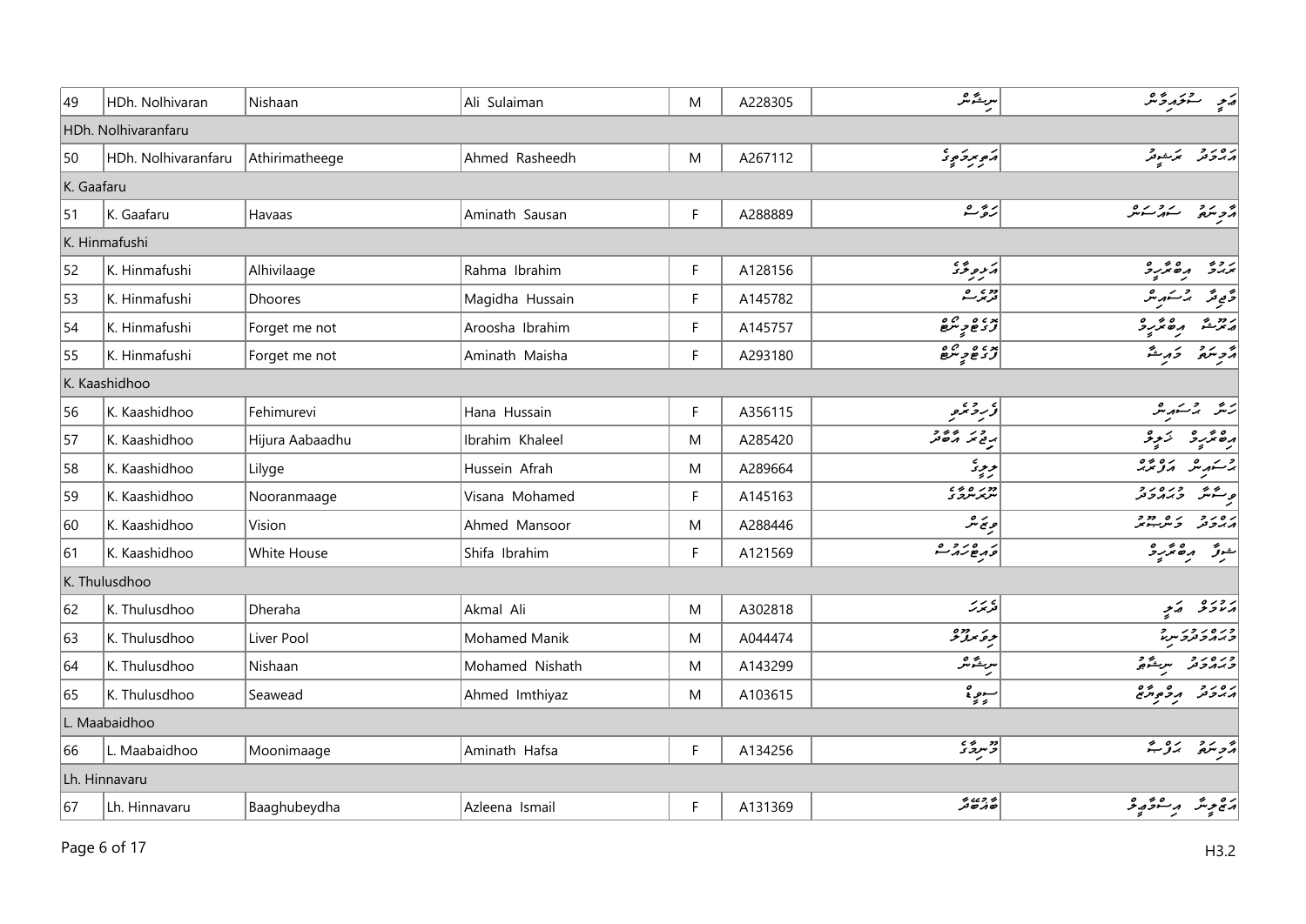| 49 | HDh. Nolhivaran | Nishaan | Ali Sulaiman | M | A228305 | سرشگر | ەَحِ سُخَەرِ حَرْ |
|---|---|---|---|---|---|---|---|
| HDh. Nolhivaranfaru | | | | | | | |
| 50 | HDh. Nolhivaranfaru | Athirimatheege | Ahmed Rasheedh | M | A267112 | ەَحِمِرِدَحِی | ەَرْدَتْر بَرَشِیْتر |
| K. Gaafaru | | | | | | | |
| 51 | K. Gaafaru | Havaas | Aminath Sausan | F | A288889 | رَوَّسْ | ەُحِسَمُ سَەَرْسَسْ |
| K. Hinmafushi | | | | | | | |
| 52 | K. Hinmafushi | Alhivilaage | Rahma Ibrahim | F | A128156 | ەَرْوِوِحَی | بَرْرْحُ ەِھُبَرِدْ |
| 53 | K. Hinmafushi | Dhoores | Magidha Hussain | F | A145782 | تُرْبَرْسْ | ەَّتْتُرْ بُرْسَەرِسْ |
| 54 | K. Hinmafushi | Forget me not | Aroosha Ibrahim | F | A145757 | ۆرْگِچْ مِيْ نَۆْتْ | ەَبُرْشَ ەِھُبَرِدْ |
| 55 | K. Hinmafushi | Forget me not | Aminath Maisha | F | A293180 | ۆرْگِچْ مِيْ نَۆْتْ | ەُحِسَمُ حَەرِشَ |
| K. Kaashidhoo | | | | | | | |
| 56 | K. Kaashidhoo | Fehimurevi | Hana Hussain | F | A356115 | ۆرِدْبَرْو | رَسْ بُرْسَەرِسْ |
| 57 | K. Kaashidhoo | Hijura Aabaadhu | Ibrahim Khaleel | M | A285420 | بِرِقْبَرْ ەُّھُتْر | ەِھُبَرِدْ زَحِوْ |
| 58 | K. Kaashidhoo | Lilyge | Hussein Afrah | M | A289664 | حِوِدْ | بُرْسَەرِسْ ەَرْوْبَرْ |
| 59 | K. Kaashidhoo | Nooranmaage | Visana Mohamed | F | A145163 | سْبَرْسَرْدَّی | وِسُسَ دِرَەْدَر |
| 60 | K. Kaashidhoo | Vision | Ahmed Mansoor | M | A288446 | وِیَسْ | ەَرْدَتْر دَسْبُدْبَرْ |
| 61 | K. Kaashidhoo | White House | Shifa Ibrahim | F | A121569 | دَەرِچْ رَەرْسْ | شِوُّ ەِھُبَرِدْ |
| K. Thulusdhoo | | | | | | | |
| 62 | K. Thulusdhoo | Dheraha | Akmal Ali | M | A302818 | تْبَرَرَ | ەَرْدَوْ ەَحِ |
| 63 | K. Thulusdhoo | Liver Pool | Mohamed Manik | M | A044474 | حِوَبْرُوْ | دِرَەْدَرْدَسِرِدْ |
| 64 | K. Thulusdhoo | Nishaan | Mohamed Nishath | M | A143299 | سرشگر | دِرَەْدَر سِرْشَەْ |
| 65 | K. Thulusdhoo | Seawead | Ahmed Imthiyaz | M | A103615 | سِوِیْ | ەَرْدَتْر ەِرْحِەرْيْ |
| L. Maabaidhoo | | | | | | | |
| 66 | L. Maabaidhoo | Moonimaage | Aminath Hafsa | F | A134256 | دُسِرِدَّی | ەُحِسَمُ بَرْوْسَ |
| Lh. Hinnavaru | | | | | | | |
| 67 | Lh. Hinnavaru | Baaghubeydha | Azleena Ismail | F | A131369 | ھُەرْھْتْرْ | ەَبْحِسْ ەِسْوُّەِوْ |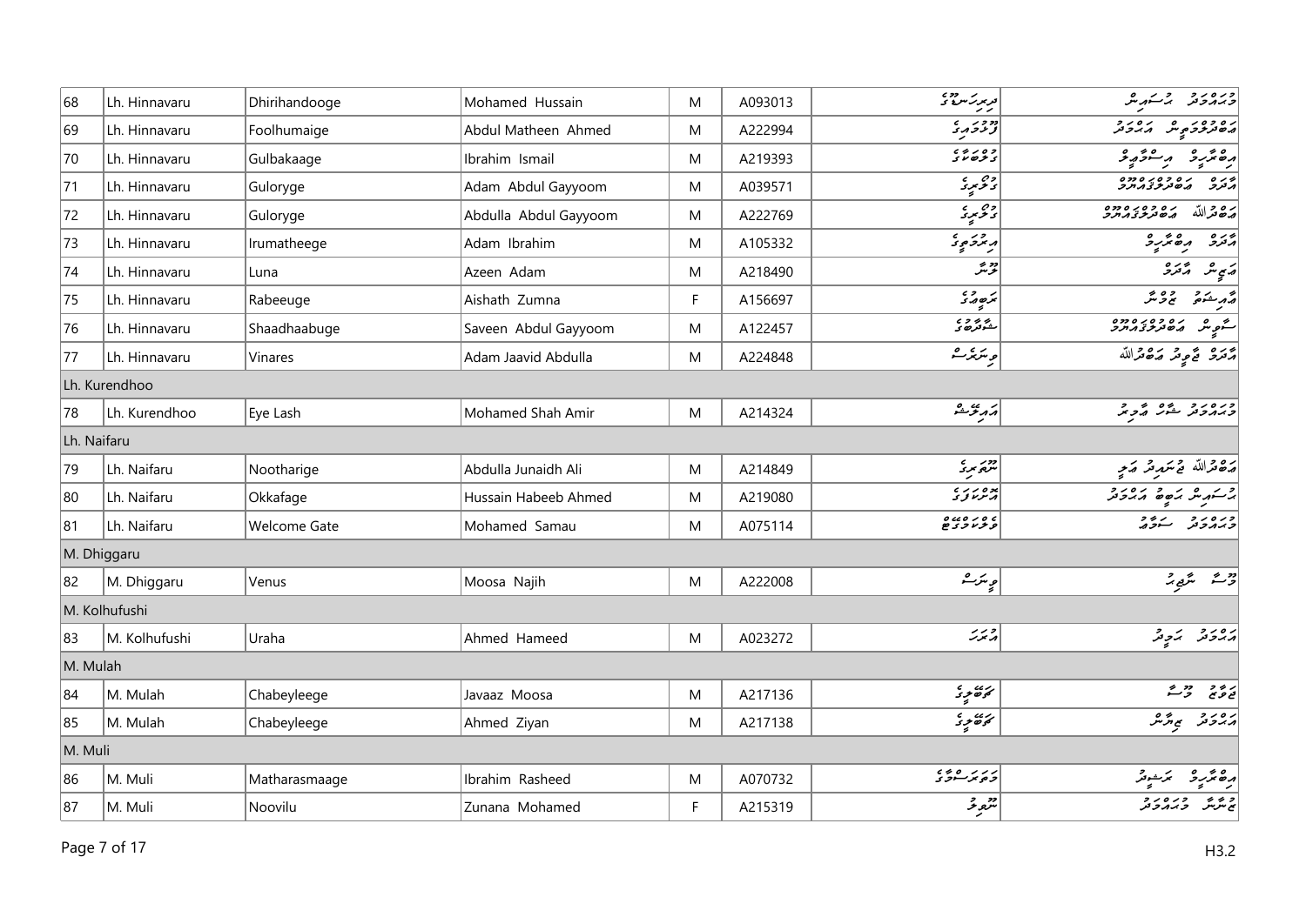| 68 | Lh. Hinnavaru | Dhirihandooge | Mohamed Hussain | M | A093013 | ދިރިހަނދޫގެ | މުހައްމަދު ހުސައިން |
|---|---|---|---|---|---|---|---|
| 69 | Lh. Hinnavaru | Foolhumaige | Abdul Matheen Ahmed | M | A222994 | ފޫޅުމައިގެ | އަބްދުލްމަތީން އަހްމަދު |
| 70 | Lh. Hinnavaru | Gulbakaage | Ibrahim Ismail | M | A219393 | ގުލްބަކާގެ | އިބްރާހީމް އިސްމާޢީލް |
| 71 | Lh. Hinnavaru | Guloryge | Adam Abdul Gayyoom | M | A039571 | ގުލޯރީގެ | އާދަމް އަބްދުލްގައްޔޫމް |
| 72 | Lh. Hinnavaru | Guloryge | Abdulla Abdul Gayyoom | M | A222769 | ގުލޯރީގެ | އަބްދުﷲ އަބްދުލްގައްޔޫމް |
| 73 | Lh. Hinnavaru | Irumatheege | Adam Ibrahim | M | A105332 | އިރުމަތީގެ | އާދަމް އިބްރާހީމް |
| 74 | Lh. Hinnavaru | Luna | Azeen Adam | M | A218490 | ލޫނާ | އަޒީން އާދަމް |
| 75 | Lh. Hinnavaru | Rabeeuge | Aishath Zumna | F | A156697 | ރަބީއުގެ | އާއިޝަތު ޒުމްނާ |
| 76 | Lh. Hinnavaru | Shaadhaabuge | Saveen Abdul Gayyoom | M | A122457 | ޝާދާބުގެ | ސާވީން އަބްދުލްގައްޔޫމް |
| 77 | Lh. Hinnavaru | Vinares | Adam Jaavid Abdulla | M | A224848 | ވިނަރެސް | އާދަމް ޖާވިދު އަބްދުﷲ |
| Lh. Kurendhoo | | | | | | | |
| 78 | Lh. Kurendhoo | Eye Lash | Mohamed Shah Amir | M | A214324 | އައިލޭޝް | މުހައްމަދު ޝާހް އާމިރު |
| Lh. Naifaru | | | | | | | |
| 79 | Lh. Naifaru | Nootharige | Abdulla Junaidh Ali | M | A214849 | ނޫތަރިގެ | އަބްދުﷲ ޖުނައިދު އަލި |
| 80 | Lh. Naifaru | Okkafage | Hussain Habeeb Ahmed | M | A219080 | އޮއްކަފަގެ | ހުސައިން ހަބީބު އަހްމަދު |
| 81 | Lh. Naifaru | Welcome Gate | Mohamed Samau | M | A075114 | ވެލްކަމްގޭޓް | މުހައްމަދު ސަމާއު |
| M. Dhiggaru | | | | | | | |
| 82 | M. Dhiggaru | Venus | Moosa Najih | M | A222008 | ވީނަސް | މޫސާ ނާޖިހު |
| M. Kolhufushi | | | | | | | |
| 83 | M. Kolhufushi | Uraha | Ahmed Hameed | M | A023272 | އުރަހަ | އަހްމަދު ހަމީދު |
| M. Mulah | | | | | | | |
| 84 | M. Mulah | Chabeyleege | Javaaz Moosa | M | A217136 | ޗަބޭލީގެ | ޖަވާޒު މޫސާ |
| 85 | M. Mulah | Chabeyleege | Ahmed Ziyan | M | A217138 | ޗަބޭލީގެ | އަހްމަދު ޒިޔާން |
| M. Muli | | | | | | | |
| 86 | M. Muli | Matharasmaage | Ibrahim Rasheed | M | A070732 | މަތަރަސްމާގެ | އިބްރާހީމް ރަޝީދު |
| 87 | M. Muli | Noovilu | Zunana Mohamed | F | A215319 | ނޫވިލު | ޒުނާނާ މުހައްމަދު |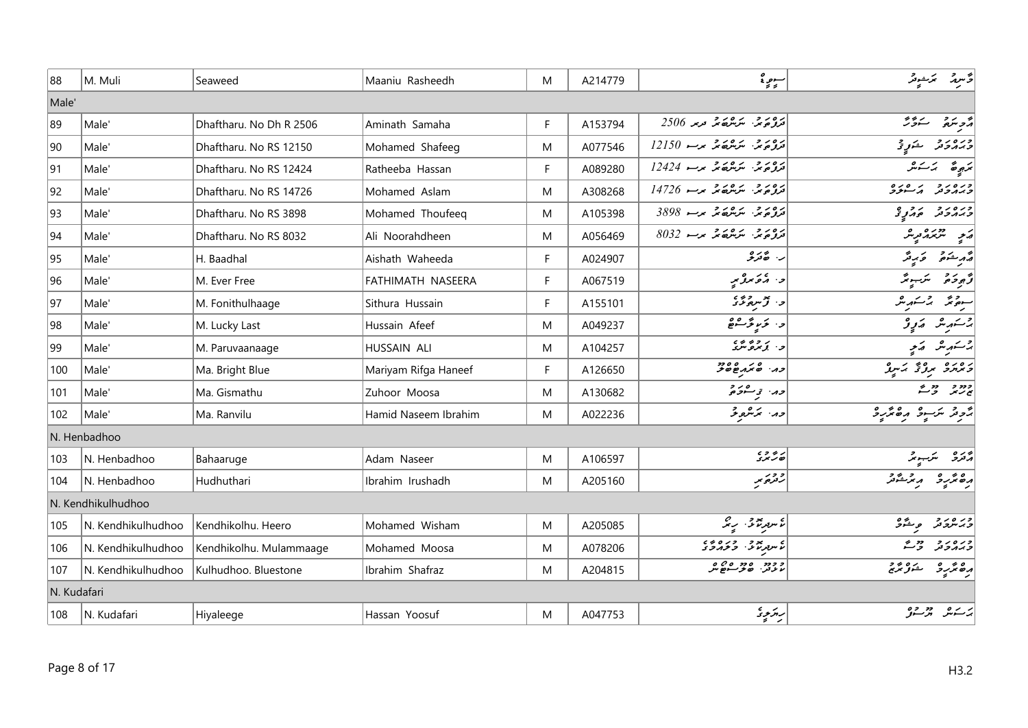| 88 | M. Muli | Seaweed | Maaniu Rasheedh | M | A214779 | ސީވީޑް | މާނިއު ރަޝީދު |
|---|---|---|---|---|---|---|---|
| Male' | | | | | | | |
| 89 | Male' | Dhaftharu. No Dh R 2506 | Aminath Samaha | F | A153794 | ދަފްތަރު. ނަންބަރު ދރ 2506 | އާމިނަތު ސަމާހާ |
| 90 | Male' | Dhaftharu. No RS 12150 | Mohamed Shafeeg | M | A077546 | ދަފްތަރު. ނަންބަރު ރސ 12150 | މުހައްމަދު ޝަފީގު |
| 91 | Male' | Dhaftharu. No RS 12424 | Ratheeba Hassan | F | A089280 | ދަފްތަރު. ނަންބަރު ރސ 12424 | ރަތީބާ ހަސަން |
| 92 | Male' | Dhaftharu. No RS 14726 | Mohamed Aslam | M | A308268 | ދަފްތަރު. ނަންބަރު ރސ 14726 | މުހައްމަދު އަސްލަމް |
| 93 | Male' | Dhaftharu. No RS 3898 | Mohamed Thoufeeq | M | A105398 | ދަފްތަރު. ނަންބަރު ރސ 3898 | މުހައްމަދު ތައުފީގު |
| 94 | Male' | Dhaftharu. No RS 8032 | Ali Noorahdheen | M | A056469 | ދަފްތަރު. ނަންބަރު ރސ 8032 | އަލި ނޫރައްދީން |
| 95 | Male' | H. Baadhal | Aishath Waheeda | F | A024907 | ހ. ބާދަލް | އާއިޝަތު ވަހީދާ |
| 96 | Male' | M. Ever Free | FATHIMATH NASEERA | F | A067519 | މ. އެވަރފްރީ | ފާތިމަތު ނަސީރާ |
| 97 | Male' | M. Fonithulhaage | Sithura Hussain | F | A155101 | މ. ފޮނިތުޅާގެ | ސިތުރާ ހުސައިން |
| 98 | Male' | M. Lucky Last | Hussain Afeef | M | A049237 | މ. ލަކީލާސްޓް | ހުސައިން އަފީފު |
| 99 | Male' | M. Paruvaanaage | HUSSAIN ALI | M | A104257 | މ. ޕަރުވާނާގެ | ހުސައިން އަލި |
| 100 | Male' | Ma. Bright Blue | Mariyam Rifga Haneef | F | A126650 | މއ. ބްރައިޓްބްލޫ | މަރިޔަމް ރިފްގާ ހަނީފް |
| 101 | Male' | Ma. Gismathu | Zuhoor Moosa | M | A130682 | މއ. ގިސްމަތު | ޒުހޫރު މޫސާ |
| 102 | Male' | Ma. Ranvilu | Hamid Naseem Ibrahim | M | A022236 | މއ. ރަންވިލު | ހާމިދު ނަސީމް އިބްރާހިމް |
| N. Henbadhoo | | | | | | | |
| 103 | N. Henbadhoo | Bahaaruge | Adam Naseer | M | A106597 | ބަހާރުގެ | އާދަމް ނަސީރު |
| 104 | N. Henbadhoo | Hudhuthari | Ibrahim Irushadh | M | A205160 | ހުދުތަރި | އިބްރާހިމް އިރުޝާދު |
| N. Kendhikulhudhoo | | | | | | | |
| 105 | N. Kendhikulhudhoo | Kendhikolhu. Heero | Mohamed Wisham | M | A205085 | ކެނދިކޮޅު. ހީރޯ | މުހަންމަދު ވިޝާމް |
| 106 | N. Kendhikulhudhoo | Kendhikolhu. Mulammaage | Mohamed Moosa | M | A078206 | ކެނދިކޮޅު. މުލައްމާގެ | މުހައްމަދު މޫސާ |
| 107 | N. Kendhikulhudhoo | Kulhudhoo. Bluestone | Ibrahim Shafraz | M | A204815 | ކުޅުދޫ. ބްލޫސްޓޯން | އިބްރާހިމް ޝަފްރާޒު |
| N. Kudafari | | | | | | | |
| 108 | N. Kudafari | Hiyaleege | Hassan Yoosuf | M | A047753 | ހިޔަލީގެ | ހަސަން ޔޫސުފު |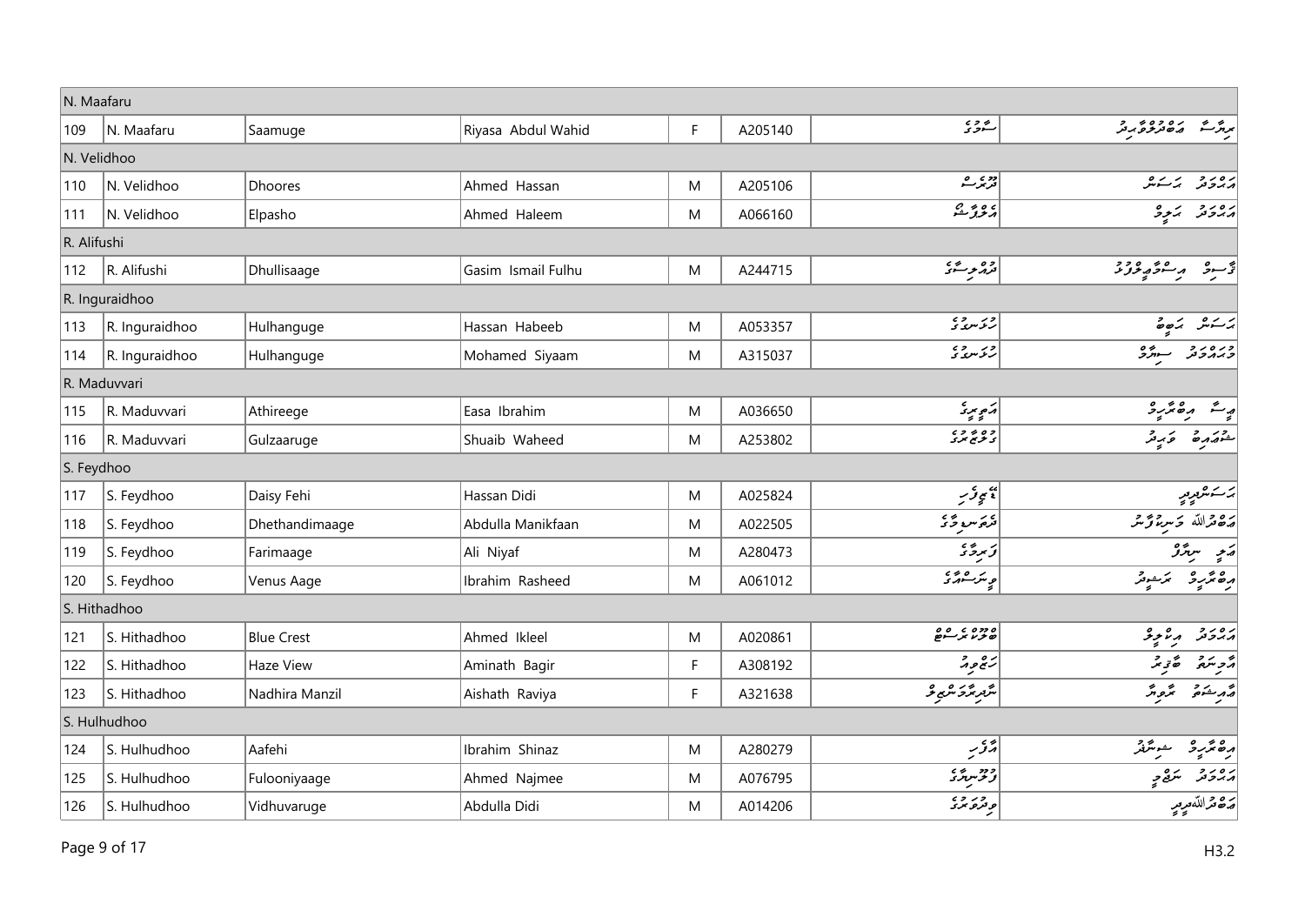| | | | | | | | |
|---|---|---|---|---|---|---|---|
| N. Maafaru | | | | | | | |
| 109 | N. Maafaru | Saamuge | Riyasa Abdul Wahid | F | A205140 | ސާމުގެ | ރިޔާސާ އަބްދުލްވާހިދު |
| N. Velidhoo | | | | | | | |
| 110 | N. Velidhoo | Dhoores | Ahmed Hassan | M | A205106 | ދޫރެސް | އަހުމަދު ޙަސަން |
| 111 | N. Velidhoo | Elpasho | Ahmed Haleem | M | A066160 | އެލްޕާޝޯ | އަހުމަދު ހަލީމް |
| R. Alifushi | | | | | | | |
| 112 | R. Alifushi | Dhullisaage | Gasim Ismail Fulhu | M | A244715 | ދުއްލިސާގެ | ޤާސިމް އިސްމާޢީލްފުޅު |
| R. Inguraidhoo | | | | | | | |
| 113 | R. Inguraidhoo | Hulhanguge | Hassan Habeeb | M | A053357 | ހުޅަނގުގެ | ޙަސަން ޙަބީބު |
| 114 | R. Inguraidhoo | Hulhanguge | Mohamed Siyaam | M | A315037 | ހުޅަނގުގެ | މުހައްމަދު ސިޔާމް |
| R. Maduvvari | | | | | | | |
| 115 | R. Maduvvari | Athireege | Easa Ibrahim | M | A036650 | އަތިރީގެ | ޢީސާ އިބްރާހީމް |
| 116 | R. Maduvvari | Gulzaaruge | Shuaib Waheed | M | A253802 | ގުލްޒާރުގެ | ޝުޢައިބު ވަހީދު |
| S. Feydhoo | | | | | | | |
| 117 | S. Feydhoo | Daisy Fehi | Hassan Didi | M | A025824 | ޑޭޒީފެހި | ޙަސަންދީދީ |
| 118 | S. Feydhoo | Dhethandimaage | Abdulla Manikfaan | M | A022505 | ދެތަނދިމާގެ | އަބްދުﷲ މަނިކުފާން |
| 119 | S. Feydhoo | Farimaage | Ali Niyaf | M | A280473 | ފަރިމާގެ | ޢަލި ނިޔާފް |
| 120 | S. Feydhoo | Venus Aage | Ibrahim Rasheed | M | A061012 | ވީނަސްއާގެ | އިބްރާހީމް ރަޝީދު |
| S. Hithadhoo | | | | | | | |
| 121 | S. Hithadhoo | Blue Crest | Ahmed Ikleel | M | A020861 | ބްލޫކްރެސްޓް | އަހުމަދު އިކްލީލް |
| 122 | S. Hithadhoo | Haze View | Aminath Bagir | F | A308192 | ހޭޒްވިއު | އާމިނަތު ބާޤިރު |
| 123 | S. Hithadhoo | Nadhira Manzil | Aishath Raviya | F | A321638 | ނާދިރާމަންޒިލް | ޢާއިޝަތު ރާވިޔާ |
| S. Hulhudhoo | | | | | | | |
| 124 | S. Hulhudhoo | Aafehi | Ibrahim Shinaz | M | A280279 | އާފެހި | އިބްރާހީމް ޝިނާޒް |
| 125 | S. Hulhudhoo | Fulooniyaage | Ahmed Najmee | M | A076795 | ފުލޫނިޔާގެ | އަހުމަދު ނަޖްމީ |
| 126 | S. Hulhudhoo | Vidhuvaruge | Abdulla Didi | M | A014206 | ވިދުވަރުގެ | އަބްދުﷲދީދީ |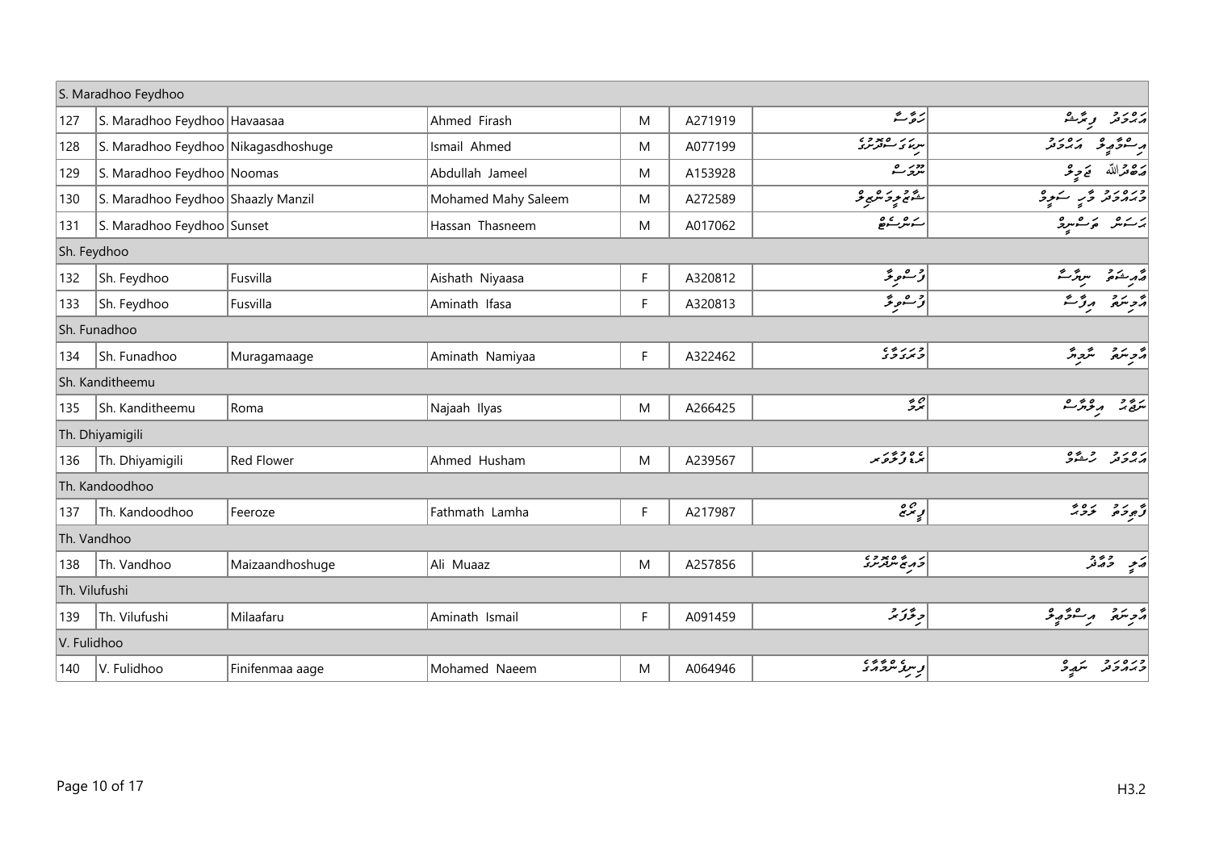| | | | | | | | |
|---|---|---|---|---|---|---|---|
| **S. Maradhoo Feydhoo** | | | | | | | |
| 127 | S. Maradhoo Feydhoo | Havaasaa | Ahmed Firash | M | A271919 | ހަވާސާ | އަޙްމަދު ފިރާޝް |
| 128 | S. Maradhoo Feydhoo | Nikagasdhoshuge | Ismail Ahmed | M | A077199 | ނިކަގަސްދޮށުގެ | އިސްމާއީލް އަޙްމަދު |
| 129 | S. Maradhoo Feydhoo | Noomas | Abdullah Jameel | M | A153928 | ނޫމަސް | އަބްދުﷲ ޖަމީލް |
| 130 | S. Maradhoo Feydhoo | Shaazly Manzil | Mohamed Mahy Saleem | M | A272589 | ޝާޒްލީމަންޒިލް | މުޙައްމަދު މާހީ ސަލީމް |
| 131 | S. Maradhoo Feydhoo | Sunset | Hassan Thasneem | M | A017062 | ސަންސެޓް | ޙަސަން ތަސްނީމް |
| **Sh. Feydhoo** | | | | | | | |
| 132 | Sh. Feydhoo | Fusvilla | Aishath Niyaasa | F | A320812 | ފުސްވިލާ | އާއިޝަތު ނިޔާސާ |
| 133 | Sh. Feydhoo | Fusvilla | Aminath Ifasa | F | A320813 | ފުސްވިލާ | އާމިނަތު އިފާސާ |
| **Sh. Funadhoo** | | | | | | | |
| 134 | Sh. Funadhoo | Muragamaage | Aminath Namiyaa | F | A322462 | މުރަގަމާގެ | އާމިނަތު ނާމިޔާ |
| **Sh. Kanditheemu** | | | | | | | |
| 135 | Sh. Kanditheemu | Roma | Najaah Ilyas | M | A266425 | ރޯމާ | ނަޖާހު އިލްޔާސް |
| **Th. Dhiyamigili** | | | | | | | |
| 136 | Th. Dhiyamigili | Red Flower | Ahmed Husham | M | A239567 | ރެޑްފްލަވަރ | އަޙްމަދު ހުށާމް |
| **Th. Kandoodhoo** | | | | | | | |
| 137 | Th. Kandoodhoo | Feeroze | Fathmath Lamha | F | A217987 | ފީރޯޒް | ފާތިމަތު ލަމްހާ |
| **Th. Vandhoo** | | | | | | | |
| 138 | Th. Vandhoo | Maizaandhoshuge | Ali Muaaz | M | A257856 | މައިޒާންދޮށުގެ | އަލި މުޢާޛު |
| **Th. Vilufushi** | | | | | | | |
| 139 | Th. Vilufushi | Milaafaru | Aminath Ismail | F | A091459 | މިލާފަރު | އާމިނަތު އިސްމާއީލް |
| **V. Fulidhoo** | | | | | | | |
| 140 | V. Fulidhoo | Finifenmaa aage | Mohamed Naeem | M | A064946 | ފިނިފެންމާއާގެ | މުޙައްމަދު ނަޢީމް |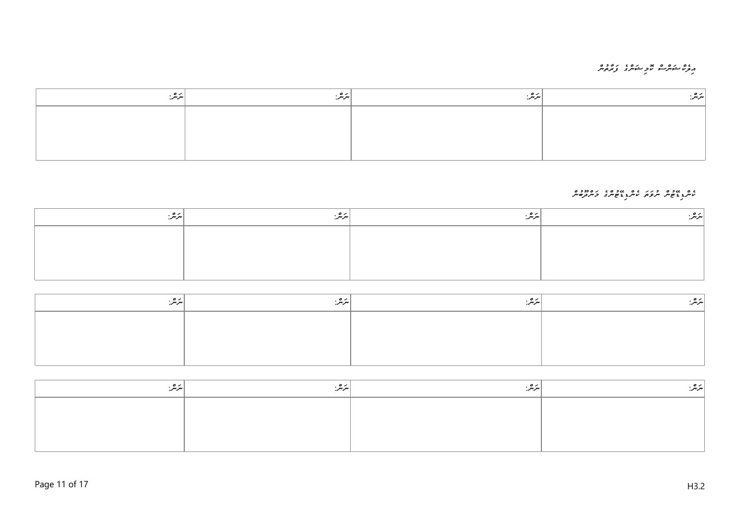# ޢިލްމްސަރަހައްދު ގާތްގަނޑަކަށް ވަޒަން

| ނަރަބު: | ނަރަބު: | ނަރަބު: | ނަރަބު: |
|---|---|---|---|
| | | | |

# ކޮންފިއުޝަން ދުވަހު ކޮންފިއުޝަން ގުރޫޕު ގައިވާ

| ނަރަބު: | ނަރަބު: | ނަރަބު: | ނަރަބު: |
|---|---|---|---|
| | | | |

| ނަރަބު: | ނަރަބު: | ނަރަބު: | ނަރަބު: |
|---|---|---|---|
| | | | |

| ނަރަބު: | ނަރަބު: | ނަރަބު: | ނަރަބު: |
|---|---|---|---|
| | | | |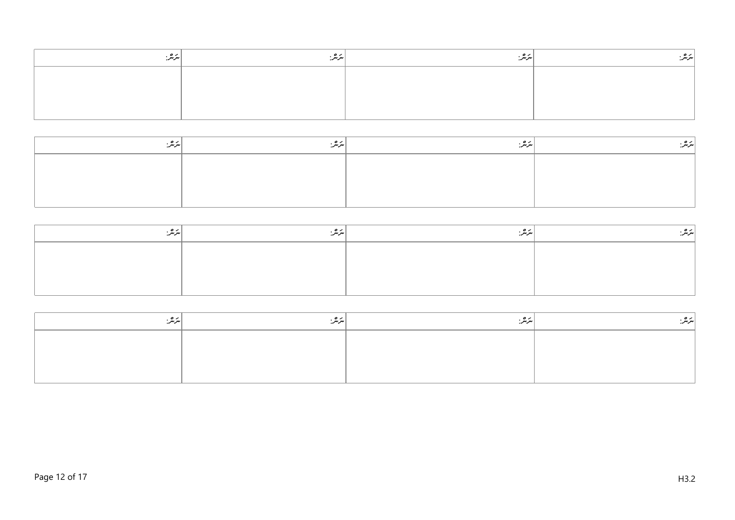| ޝަރުޠު: | ޝަރުޠު: | ޝަރުޠު: | ޝަރުޠު: |
| --- | --- | --- | --- |
| | | | |

| ޝަރުޠު: | ޝަރުޠު: | ޝަރުޠު: | ޝަރުޠު: |
| --- | --- | --- | --- |
| | | | |

| ޝަރުޠު: | ޝަރުޠު: | ޝަރުޠު: | ޝަރުޠު: |
| --- | --- | --- | --- |
| | | | |

| ޝަރުޠު: | ޝަރުޠު: | ޝަރުޠު: | ޝަރުޠު: |
| --- | --- | --- | --- |
| | | | |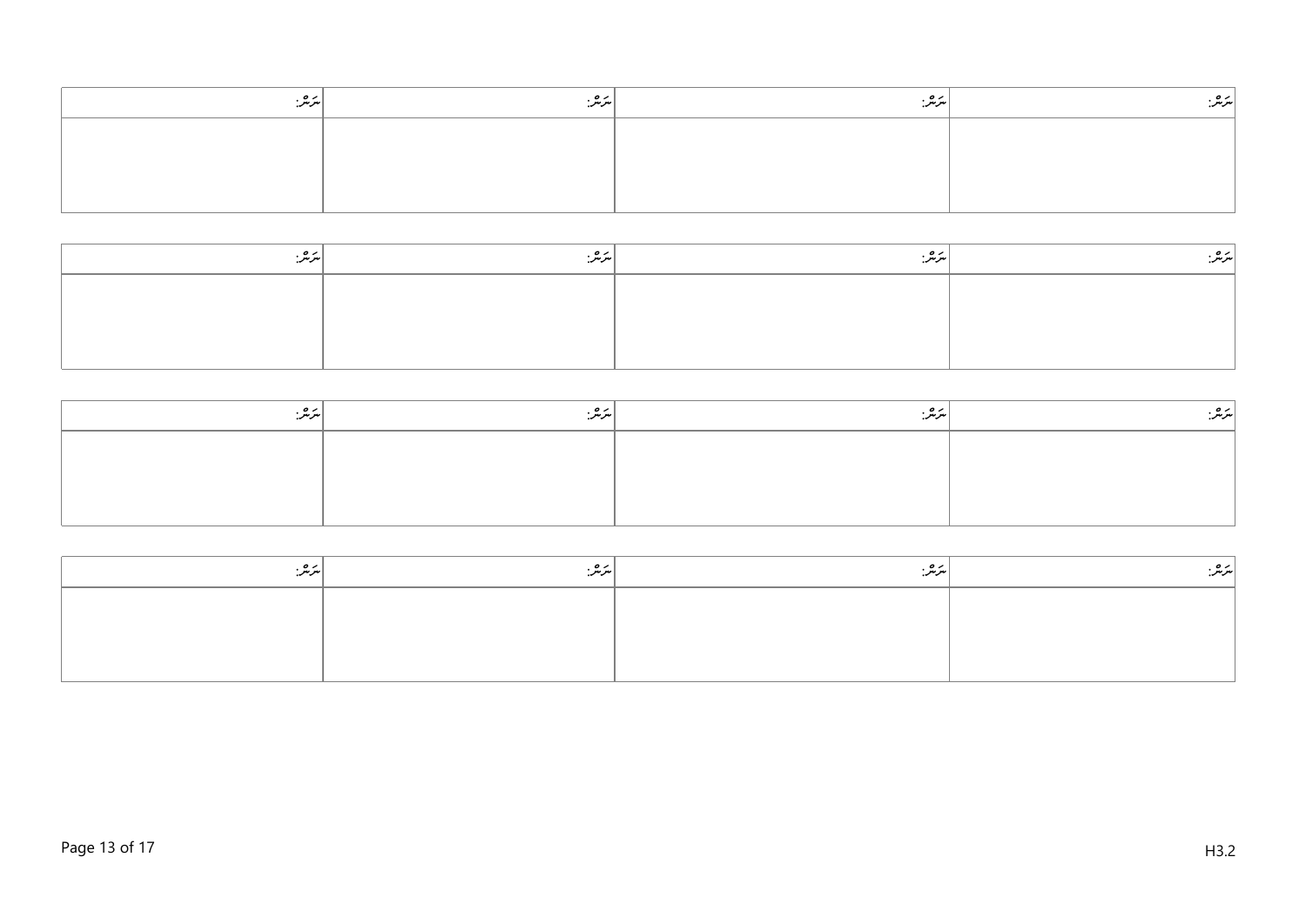| ނަންބަރު: | ނަންބަރު: | ނަންބަރު: | ނަންބަރު: |
|---|---|---|---|
| | | | |

| ނަންބަރު: | ނަންބަރު: | ނަންބަރު: | ނަންބަރު: |
|---|---|---|---|
| | | | |

| ނަންބަރު: | ނަންބަރު: | ނަންބަރު: | ނަންބަރު: |
|---|---|---|---|
| | | | |

| ނަންބަރު: | ނަންބަރު: | ނަންބަރު: | ނަންބަރު: |
|---|---|---|---|
| | | | |

H3.2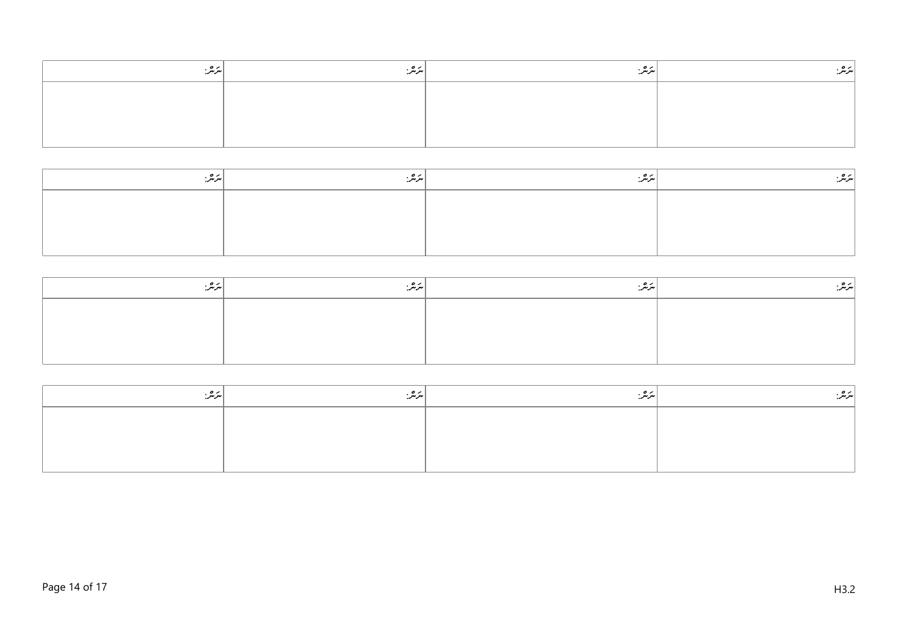| ނަރަށް: | ނަރަށް: | ނަރަށް: | ނަރަށް: |
| --- | --- | --- | --- |
| | | | |

| ނަރަށް: | ނަރަށް: | ނަރަށް: | ނަރަށް: |
| --- | --- | --- | --- |
| | | | |

| ނަރަށް: | ނަރަށް: | ނަރަށް: | ނަރަށް: |
| --- | --- | --- | --- |
| | | | |

| ނަރަށް: | ނަރަށް: | ނަރަށް: | ނަރަށް: |
| --- | --- | --- | --- |
| | | | |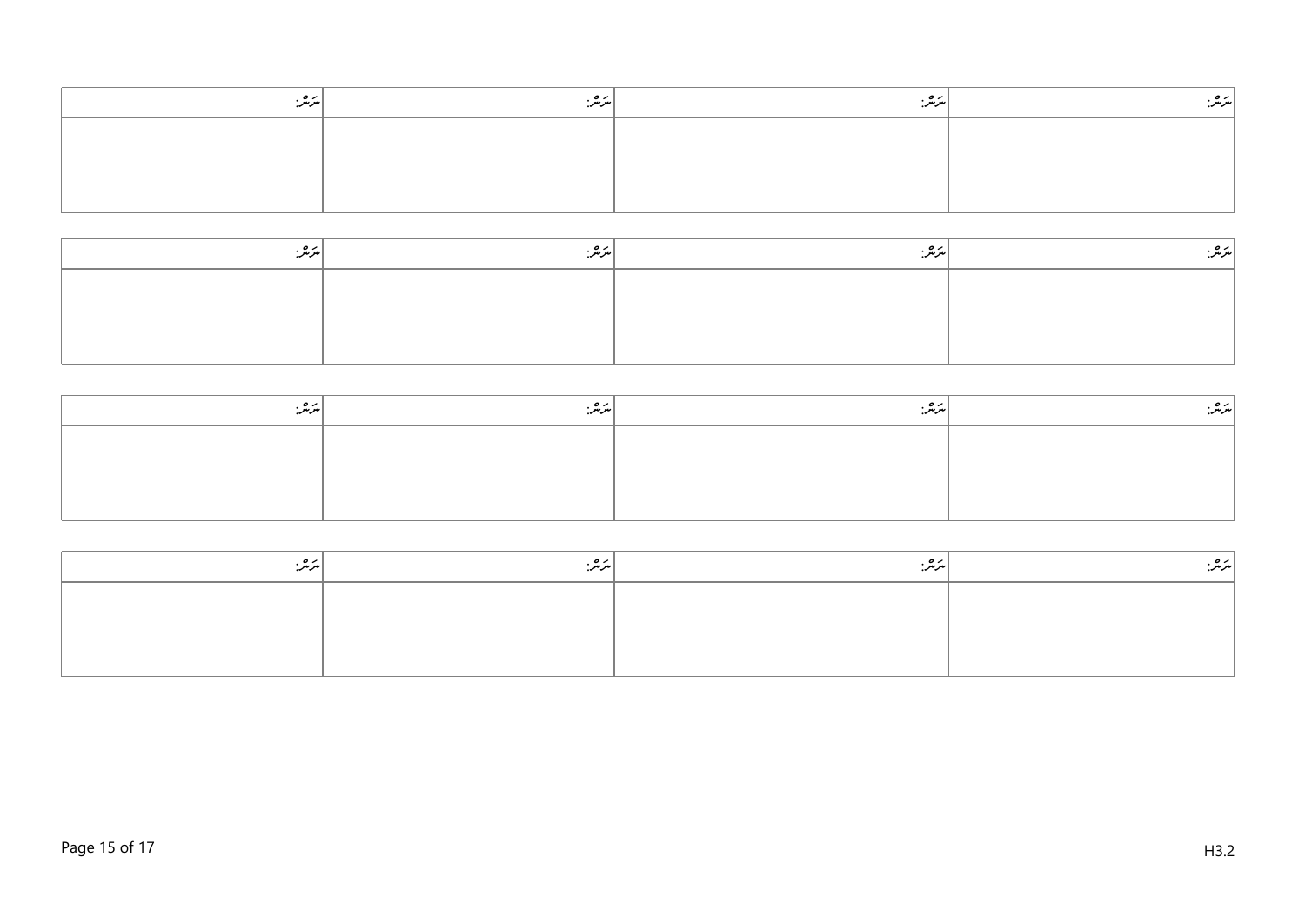| ނަންބަރު: | ނަންބަރު: | ނަންބަރު: | ނަންބަރު: |
| --- | --- | --- | --- |
| | | | |

| ނަންބަރު: | ނަންބަރު: | ނަންބަރު: | ނަންބަރު: |
| --- | --- | --- | --- |
| | | | |

| ނަންބަރު: | ނަންބަރު: | ނަންބަރު: | ނަންބަރު: |
| --- | --- | --- | --- |
| | | | |

| ނަންބަރު: | ނަންބަރު: | ނަންބަރު: | ނަންބަރު: |
| --- | --- | --- | --- |
| | | | |

H3.2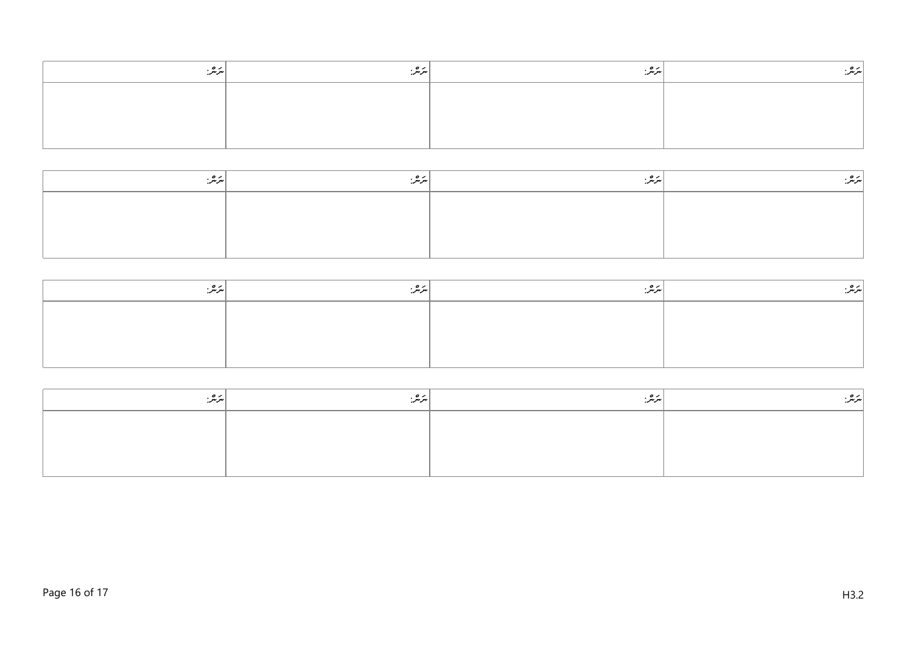| ނަރުދ: | ނަރުދ: | ނަރުދ: | ނަރުދ: |
| --- | --- | --- | --- |
| | | | |

| ނަރުދ: | ނަރުދ: | ނަރުދ: | ނަރުދ: |
| --- | --- | --- | --- |
| | | | |

| ނަރުދ: | ނަރުދ: | ނަރުދ: | ނަރުދ: |
| --- | --- | --- | --- |
| | | | |

| ނަރުދ: | ނަރުދ: | ނަރުދ: | ނަރުދ: |
| --- | --- | --- | --- |
| | | | |

H3.2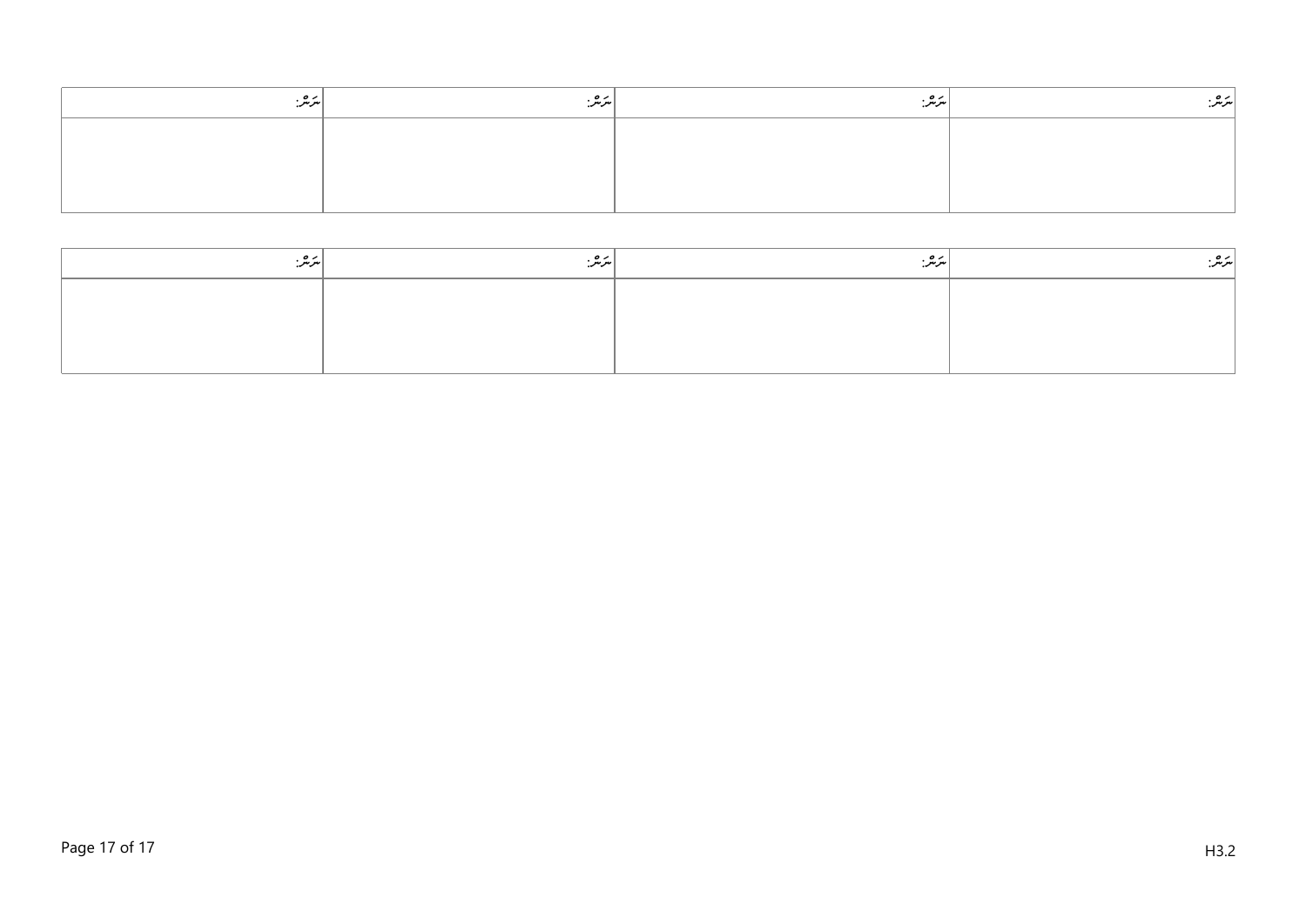| ނަންބަރު: | ނަންބަރު: | ނަންބަރު: | ނަންބަރު: |
|---|---|---|---|
| | | | |

| ނަންބަރު: | ނަންބަރު: | ނަންބަރު: | ނަންބަރު: |
|---|---|---|---|
| | | | |

H3.2